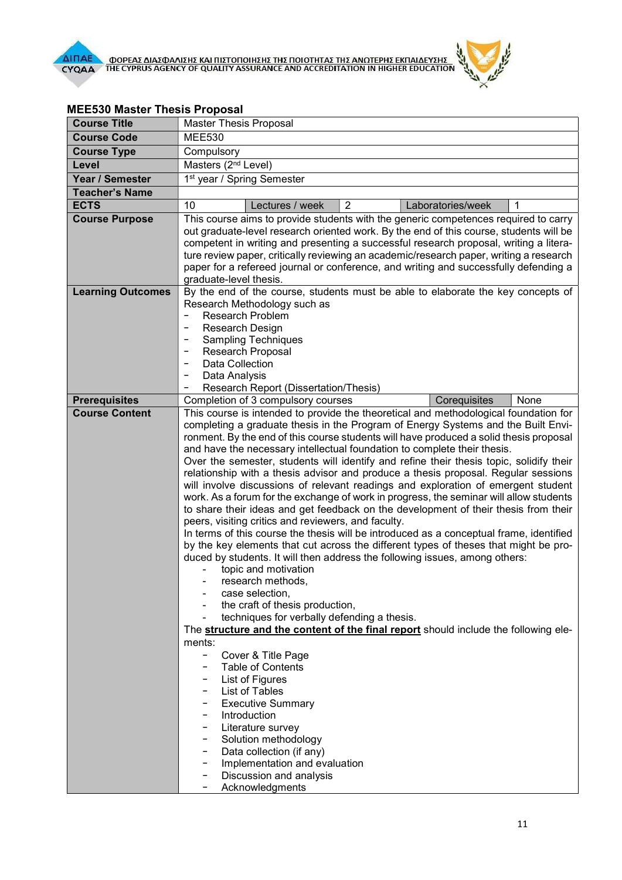## MEE530 Master Thesis Proposal

| Course Title | Master Thesis Proposal | | | | |
|---|---|---|---|---|---|
| **Course Code** | MEE530 | | | | |
| **Course Type** | Compulsory | | | | |
| **Level** | Masters (2nd Level) | | | | |
| **Year / Semester** | 1st year / Spring Semester | | | | |
| **Teacher's Name** | | | | | |
| **ECTS** | 10 | Lectures / week | 2 | Laboratories/week | 1 |
| **Course Purpose** | This course aims to provide students with the generic competences required to carry out graduate-level research oriented work. By the end of this course, students will be competent in writing and presenting a successful research proposal, writing a literature review paper, critically reviewing an academic/research paper, writing a research paper for a refereed journal or conference, and writing and successfully defending a graduate-level thesis. | | | | |
| **Learning Outcomes** | By the end of the course, students must be able to elaborate the key concepts of Research Methodology such as<br>- Research Problem<br>- Research Design<br>- Sampling Techniques<br>- Research Proposal<br>- Data Collection<br>- Data Analysis<br>- Research Report (Dissertation/Thesis) | | | | |
| **Prerequisites** | Completion of 3 compulsory courses | | | Corequisites | None |
| **Course Content** | This course is intended to provide the theoretical and methodological foundation for completing a graduate thesis in the Program of Energy Systems and the Built Environment. By the end of this course students will have produced a solid thesis proposal and have the necessary intellectual foundation to complete their thesis.<br>Over the semester, students will identify and refine their thesis topic, solidify their relationship with a thesis advisor and produce a thesis proposal. Regular sessions will involve discussions of relevant readings and exploration of emergent student work. As a forum for the exchange of work in progress, the seminar will allow students to share their ideas and get feedback on the development of their thesis from their peers, visiting critics and reviewers, and faculty.<br>In terms of this course the thesis will be introduced as a conceptual frame, identified by the key elements that cut across the different types of theses that might be produced by students. It will then address the following issues, among others:<br>- topic and motivation<br>- research methods,<br>- case selection,<br>- the craft of thesis production,<br>- techniques for verbally defending a thesis.<br>The **structure and the content of the final report** should include the following elements:<br>- Cover & Title Page<br>- Table of Contents<br>- List of Figures<br>- List of Tables<br>- Executive Summary<br>- Introduction<br>- Literature survey<br>- Solution methodology<br>- Data collection (if any)<br>- Implementation and evaluation<br>- Discussion and analysis<br>- Acknowledgments | | | | |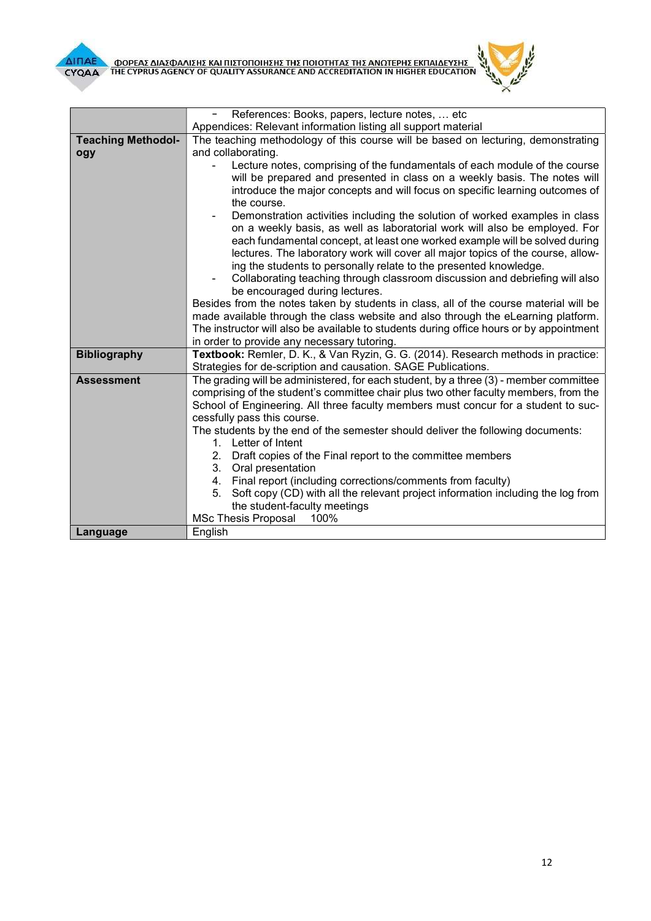| | |
|---|---|
| | - References: Books, papers, lecture notes, … etc<br>Appendices: Relevant information listing all support material |
| **Teaching Methodology** | The teaching methodology of this course will be based on lecturing, demonstrating and collaborating.<br>- Lecture notes, comprising of the fundamentals of each module of the course will be prepared and presented in class on a weekly basis. The notes will introduce the major concepts and will focus on specific learning outcomes of the course.<br>- Demonstration activities including the solution of worked examples in class on a weekly basis, as well as laboratorial work will also be employed. For each fundamental concept, at least one worked example will be solved during lectures. The laboratory work will cover all major topics of the course, allowing the students to personally relate to the presented knowledge.<br>- Collaborating teaching through classroom discussion and debriefing will also be encouraged during lectures.<br>Besides from the notes taken by students in class, all of the course material will be made available through the class website and also through the eLearning platform. The instructor will also be available to students during office hours or by appointment in order to provide any necessary tutoring. |
| **Bibliography** | **Textbook:** Remler, D. K., & Van Ryzin, G. G. (2014). Research methods in practice: Strategies for de-scription and causation. SAGE Publications. |
| **Assessment** | The grading will be administered, for each student, by a three (3) - member committee comprising of the student's committee chair plus two other faculty members, from the School of Engineering. All three faculty members must concur for a student to successfully pass this course.<br>The students by the end of the semester should deliver the following documents:<br>1. Letter of Intent<br>2. Draft copies of the Final report to the committee members<br>3. Oral presentation<br>4. Final report (including corrections/comments from faculty)<br>5. Soft copy (CD) with all the relevant project information including the log from the student-faculty meetings<br>MSc Thesis Proposal 100% |
| **Language** | English |